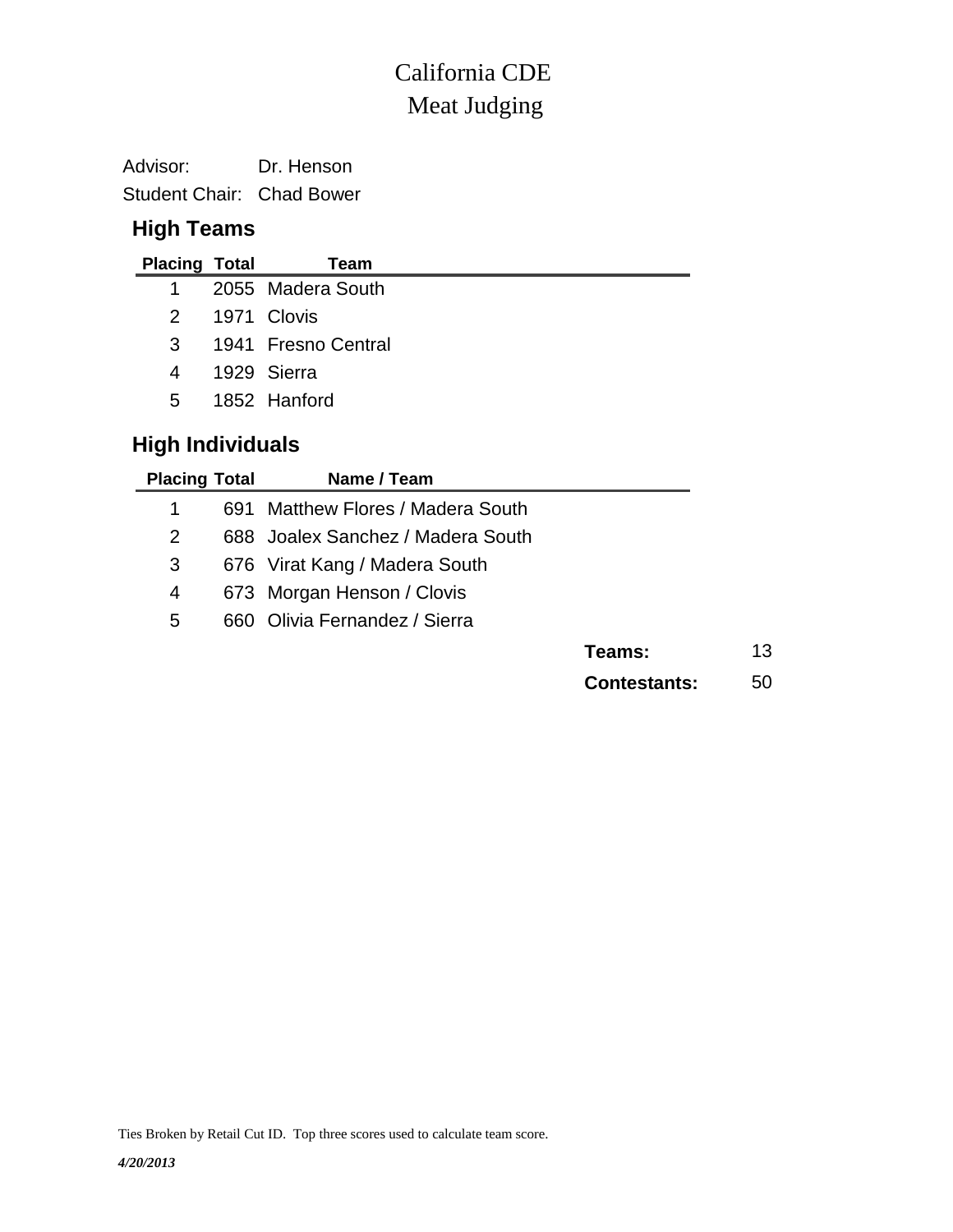# California CDE
# Meat Judging

Advisor: Dr. Henson

Student Chair: Chad Bower

## High Teams

| Placing | Total | Team |
|---|---|---|
| 1 | 2055 | Madera South |
| 2 | 1971 | Clovis |
| 3 | 1941 | Fresno Central |
| 4 | 1929 | Sierra |
| 5 | 1852 | Hanford |

## High Individuals

| Placing | Total | Name / Team |
|---|---|---|
| 1 | 691 | Matthew Flores / Madera South |
| 2 | 688 | Joalex Sanchez / Madera South |
| 3 | 676 | Virat Kang / Madera South |
| 4 | 673 | Morgan Henson / Clovis |
| 5 | 660 | Olivia Fernandez / Sierra |

**Teams:** 13

**Contestants:** 50

Ties Broken by Retail Cut ID. Top three scores used to calculate team score.

*4/20/2013*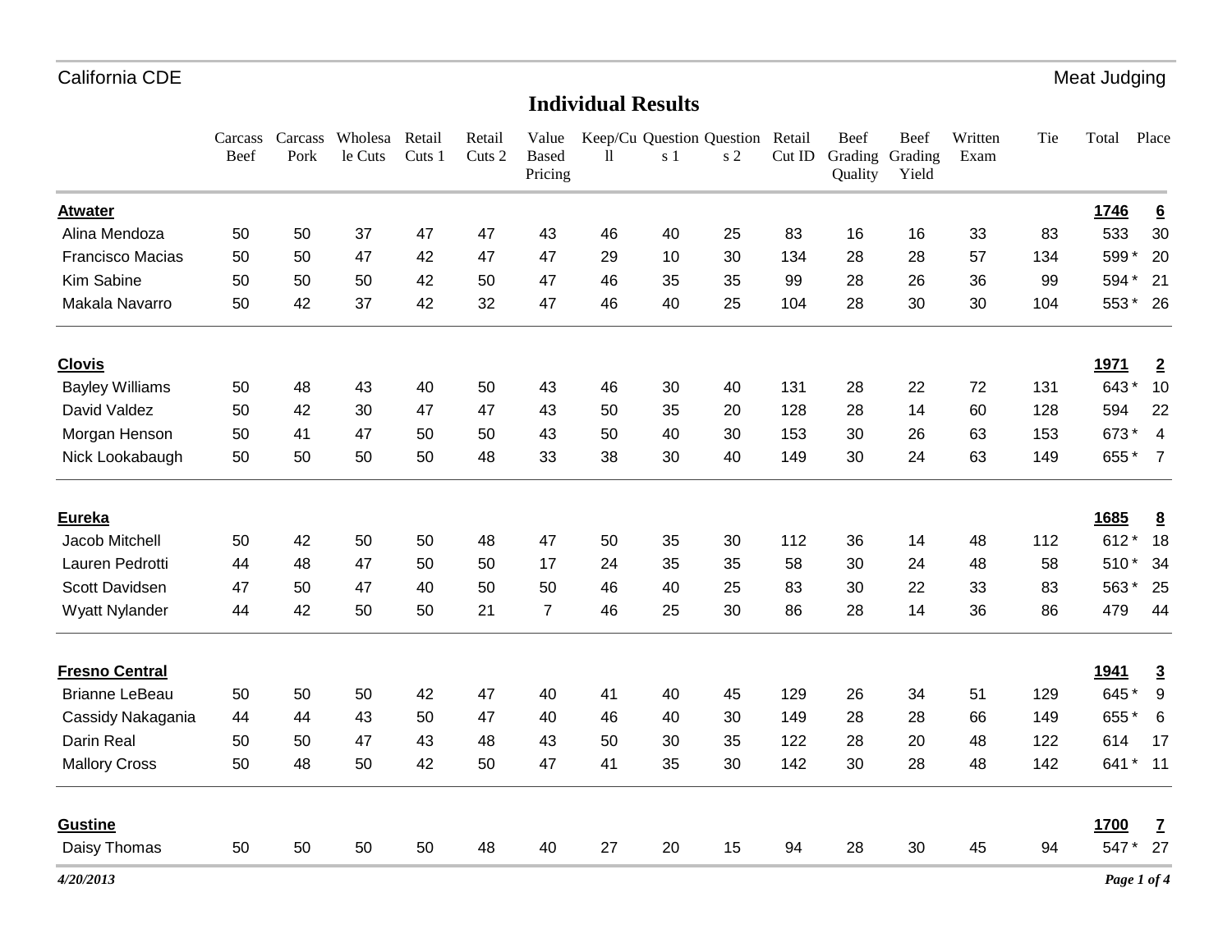California CDE — Meat Judging

## Individual Results

| | Carcass Beef | Carcass Pork | Wholesale Cuts | Retail Cuts 1 | Retail Cuts 2 | Value Based Pricing | Keep/Cull | Questions 1 | Questions 2 | Retail Cut ID | Beef Grading Quality | Beef Grading Yield | Written Exam | Tie | Total | Place |
|---|---|---|---|---|---|---|---|---|---|---|---|---|---|---|---|---|
| **Atwater** | | | | | | | | | | | | | | | **1746** | **6** |
| Alina Mendoza | 50 | 50 | 37 | 47 | 47 | 43 | 46 | 40 | 25 | 83 | 16 | 16 | 33 | 83 | 533 | 30 |
| Francisco Macias | 50 | 50 | 47 | 42 | 47 | 47 | 29 | 10 | 30 | 134 | 28 | 28 | 57 | 134 | 599 * | 20 |
| Kim Sabine | 50 | 50 | 50 | 42 | 50 | 47 | 46 | 35 | 35 | 99 | 28 | 26 | 36 | 99 | 594 * | 21 |
| Makala Navarro | 50 | 42 | 37 | 42 | 32 | 47 | 46 | 40 | 25 | 104 | 28 | 30 | 30 | 104 | 553 * | 26 |
| **Clovis** | | | | | | | | | | | | | | | **1971** | **2** |
| Bayley Williams | 50 | 48 | 43 | 40 | 50 | 43 | 46 | 30 | 40 | 131 | 28 | 22 | 72 | 131 | 643 * | 10 |
| David Valdez | 50 | 42 | 30 | 47 | 47 | 43 | 50 | 35 | 20 | 128 | 28 | 14 | 60 | 128 | 594 | 22 |
| Morgan Henson | 50 | 41 | 47 | 50 | 50 | 43 | 50 | 40 | 30 | 153 | 30 | 26 | 63 | 153 | 673 * | 4 |
| Nick Lookabaugh | 50 | 50 | 50 | 50 | 48 | 33 | 38 | 30 | 40 | 149 | 30 | 24 | 63 | 149 | 655 * | 7 |
| **Eureka** | | | | | | | | | | | | | | | **1685** | **8** |
| Jacob Mitchell | 50 | 42 | 50 | 50 | 48 | 47 | 50 | 35 | 30 | 112 | 36 | 14 | 48 | 112 | 612 * | 18 |
| Lauren Pedrotti | 44 | 48 | 47 | 50 | 50 | 17 | 24 | 35 | 35 | 58 | 30 | 24 | 48 | 58 | 510 * | 34 |
| Scott Davidsen | 47 | 50 | 47 | 40 | 50 | 50 | 46 | 40 | 25 | 83 | 30 | 22 | 33 | 83 | 563 * | 25 |
| Wyatt Nylander | 44 | 42 | 50 | 50 | 21 | 7 | 46 | 25 | 30 | 86 | 28 | 14 | 36 | 86 | 479 | 44 |
| **Fresno Central** | | | | | | | | | | | | | | | **1941** | **3** |
| Brianne LeBeau | 50 | 50 | 50 | 42 | 47 | 40 | 41 | 40 | 45 | 129 | 26 | 34 | 51 | 129 | 645 * | 9 |
| Cassidy Nakagania | 44 | 44 | 43 | 50 | 47 | 40 | 46 | 40 | 30 | 149 | 28 | 28 | 66 | 149 | 655 * | 6 |
| Darin Real | 50 | 50 | 47 | 43 | 48 | 43 | 50 | 30 | 35 | 122 | 28 | 20 | 48 | 122 | 614 | 17 |
| Mallory Cross | 50 | 48 | 50 | 42 | 50 | 47 | 41 | 35 | 30 | 142 | 30 | 28 | 48 | 142 | 641 * | 11 |
| **Gustine** | | | | | | | | | | | | | | | **1700** | **7** |
| Daisy Thomas | 50 | 50 | 50 | 50 | 48 | 40 | 27 | 20 | 15 | 94 | 28 | 30 | 45 | 94 | 547 * | 27 |

*4/20/2013*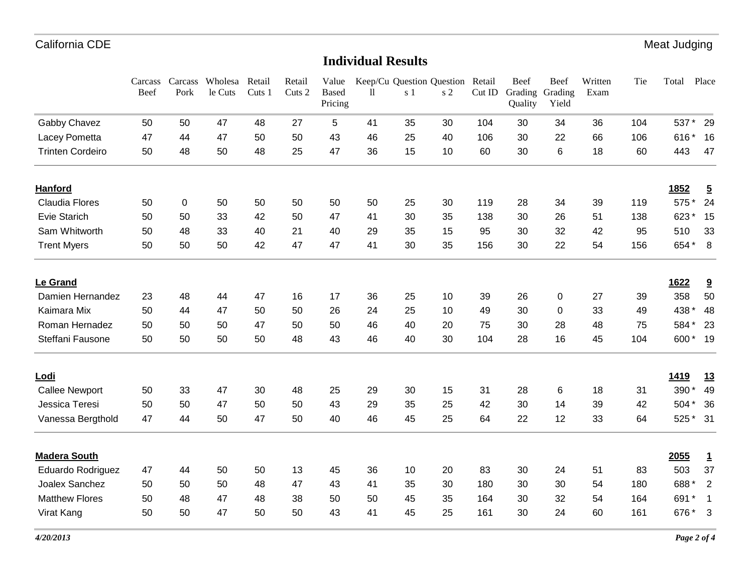## Individual Results

| | Carcass Beef | Carcass Pork | Wholesale Cuts | Retail Cuts 1 | Retail Cuts 2 | Value Based Pricing | Keep/Cull | Questions 1 | Questions 2 | Retail Cut ID | Beef Grading Quality | Beef Grading Yield | Written Exam | Tie | Total | Place |
|---|---|---|---|---|---|---|---|---|---|---|---|---|---|---|---|---|
| Gabby Chavez | 50 | 50 | 47 | 48 | 27 | 5 | 41 | 35 | 30 | 104 | 30 | 34 | 36 | 104 | 537 * | 29 |
| Lacey Pometta | 47 | 44 | 47 | 50 | 50 | 43 | 46 | 25 | 40 | 106 | 30 | 22 | 66 | 106 | 616 * | 16 |
| Trinten Cordeiro | 50 | 48 | 50 | 48 | 25 | 47 | 36 | 15 | 10 | 60 | 30 | 6 | 18 | 60 | 443 | 47 |
| **Hanford** | | | | | | | | | | | | | | | **1852** | **5** |
| Claudia Flores | 50 | 0 | 50 | 50 | 50 | 50 | 50 | 25 | 30 | 119 | 28 | 34 | 39 | 119 | 575 * | 24 |
| Evie Starich | 50 | 50 | 33 | 42 | 50 | 47 | 41 | 30 | 35 | 138 | 30 | 26 | 51 | 138 | 623 * | 15 |
| Sam Whitworth | 50 | 48 | 33 | 40 | 21 | 40 | 29 | 35 | 15 | 95 | 30 | 32 | 42 | 95 | 510 | 33 |
| Trent Myers | 50 | 50 | 50 | 42 | 47 | 47 | 41 | 30 | 35 | 156 | 30 | 22 | 54 | 156 | 654 * | 8 |
| **Le Grand** | | | | | | | | | | | | | | | **1622** | **9** |
| Damien Hernandez | 23 | 48 | 44 | 47 | 16 | 17 | 36 | 25 | 10 | 39 | 26 | 0 | 27 | 39 | 358 | 50 |
| Kaimara Mix | 50 | 44 | 47 | 50 | 50 | 26 | 24 | 25 | 10 | 49 | 30 | 0 | 33 | 49 | 438 * | 48 |
| Roman Hernadez | 50 | 50 | 50 | 47 | 50 | 50 | 46 | 40 | 20 | 75 | 30 | 28 | 48 | 75 | 584 * | 23 |
| Steffani Fausone | 50 | 50 | 50 | 50 | 48 | 43 | 46 | 40 | 30 | 104 | 28 | 16 | 45 | 104 | 600 * | 19 |
| **Lodi** | | | | | | | | | | | | | | | **1419** | **13** |
| Callee Newport | 50 | 33 | 47 | 30 | 48 | 25 | 29 | 30 | 15 | 31 | 28 | 6 | 18 | 31 | 390 * | 49 |
| Jessica Teresi | 50 | 50 | 47 | 50 | 50 | 43 | 29 | 35 | 25 | 42 | 30 | 14 | 39 | 42 | 504 * | 36 |
| Vanessa Bergthold | 47 | 44 | 50 | 47 | 50 | 40 | 46 | 45 | 25 | 64 | 22 | 12 | 33 | 64 | 525 * | 31 |
| **Madera South** | | | | | | | | | | | | | | | **2055** | **1** |
| Eduardo Rodriguez | 47 | 44 | 50 | 50 | 13 | 45 | 36 | 10 | 20 | 83 | 30 | 24 | 51 | 83 | 503 | 37 |
| Joalex Sanchez | 50 | 50 | 50 | 48 | 47 | 43 | 41 | 35 | 30 | 180 | 30 | 30 | 54 | 180 | 688 * | 2 |
| Matthew Flores | 50 | 48 | 47 | 48 | 38 | 50 | 50 | 45 | 35 | 164 | 30 | 32 | 54 | 164 | 691 * | 1 |
| Virat Kang | 50 | 50 | 47 | 50 | 50 | 43 | 41 | 45 | 25 | 161 | 30 | 24 | 60 | 161 | 676 * | 3 |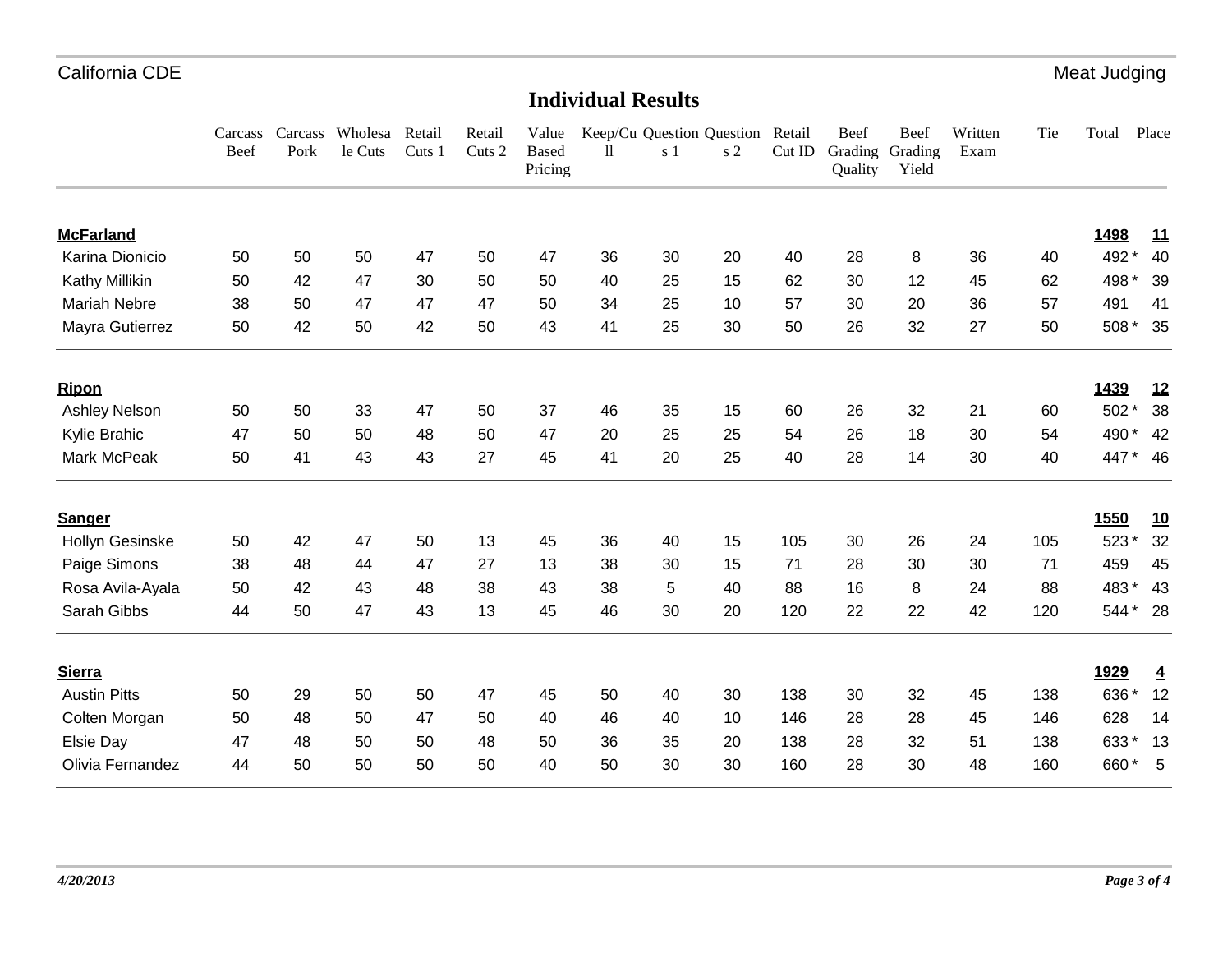## Individual Results

| | Carcass Beef | Carcass Pork | Wholesale Cuts | Retail Cuts 1 | Retail Cuts 2 | Value Based Pricing | Keep/Cull | Questions 1 | Questions 2 | Retail Cut ID | Beef Grading Quality | Beef Grading Yield | Written Exam | Tie | Total | Place |
|---|---|---|---|---|---|---|---|---|---|---|---|---|---|---|---|---|
| **McFarland** | | | | | | | | | | | | | | | **1498** | **11** |
| Karina Dionicio | 50 | 50 | 50 | 47 | 50 | 47 | 36 | 30 | 20 | 40 | 28 | 8 | 36 | 40 | 492 * | 40 |
| Kathy Millikin | 50 | 42 | 47 | 30 | 50 | 50 | 40 | 25 | 15 | 62 | 30 | 12 | 45 | 62 | 498 * | 39 |
| Mariah Nebre | 38 | 50 | 47 | 47 | 47 | 50 | 34 | 25 | 10 | 57 | 30 | 20 | 36 | 57 | 491 | 41 |
| Mayra Gutierrez | 50 | 42 | 50 | 42 | 50 | 43 | 41 | 25 | 30 | 50 | 26 | 32 | 27 | 50 | 508 * | 35 |
| **Ripon** | | | | | | | | | | | | | | | **1439** | **12** |
| Ashley Nelson | 50 | 50 | 33 | 47 | 50 | 37 | 46 | 35 | 15 | 60 | 26 | 32 | 21 | 60 | 502 * | 38 |
| Kylie Brahic | 47 | 50 | 50 | 48 | 50 | 47 | 20 | 25 | 25 | 54 | 26 | 18 | 30 | 54 | 490 * | 42 |
| Mark McPeak | 50 | 41 | 43 | 43 | 27 | 45 | 41 | 20 | 25 | 40 | 28 | 14 | 30 | 40 | 447 * | 46 |
| **Sanger** | | | | | | | | | | | | | | | **1550** | **10** |
| Hollyn Gesinske | 50 | 42 | 47 | 50 | 13 | 45 | 36 | 40 | 15 | 105 | 30 | 26 | 24 | 105 | 523 * | 32 |
| Paige Simons | 38 | 48 | 44 | 47 | 27 | 13 | 38 | 30 | 15 | 71 | 28 | 30 | 30 | 71 | 459 | 45 |
| Rosa Avila-Ayala | 50 | 42 | 43 | 48 | 38 | 43 | 38 | 5 | 40 | 88 | 16 | 8 | 24 | 88 | 483 * | 43 |
| Sarah Gibbs | 44 | 50 | 47 | 43 | 13 | 45 | 46 | 30 | 20 | 120 | 22 | 22 | 42 | 120 | 544 * | 28 |
| **Sierra** | | | | | | | | | | | | | | | **1929** | **4** |
| Austin Pitts | 50 | 29 | 50 | 50 | 47 | 45 | 50 | 40 | 30 | 138 | 30 | 32 | 45 | 138 | 636 * | 12 |
| Colten Morgan | 50 | 48 | 50 | 47 | 50 | 40 | 46 | 40 | 10 | 146 | 28 | 28 | 45 | 146 | 628 | 14 |
| Elsie Day | 47 | 48 | 50 | 50 | 48 | 50 | 36 | 35 | 20 | 138 | 28 | 32 | 51 | 138 | 633 * | 13 |
| Olivia Fernandez | 44 | 50 | 50 | 50 | 50 | 40 | 50 | 30 | 30 | 160 | 28 | 30 | 48 | 160 | 660 * | 5 |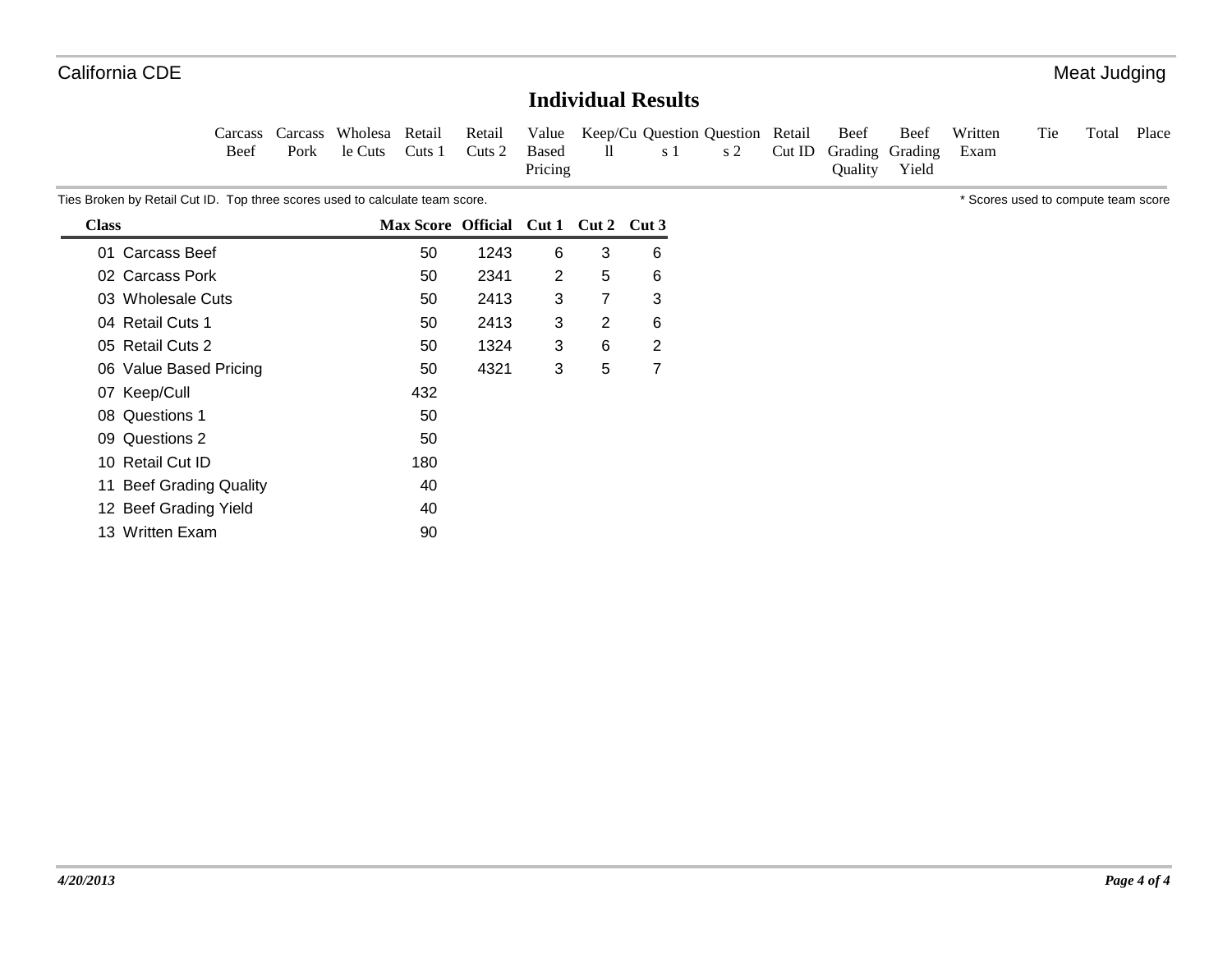California CDE — Meat Judging

# Individual Results

| Carcass Beef | Carcass Pork | Wholesale Cuts | Retail Cuts 1 | Retail Cuts 2 | Value Based Pricing | Keep/Cull | Questions 1 | Questions 2 | Retail Cut ID | Beef Grading Quality | Beef Grading Yield | Written Exam | Tie | Total | Place |
|---|---|---|---|---|---|---|---|---|---|---|---|---|---|---|---|

Ties Broken by Retail Cut ID. Top three scores used to calculate team score.

\* Scores used to compute team score

| Class | Max Score | Official | Cut 1 | Cut 2 | Cut 3 |
|---|---|---|---|---|---|
| 01 Carcass Beef | 50 | 1243 | 6 | 3 | 6 |
| 02 Carcass Pork | 50 | 2341 | 2 | 5 | 6 |
| 03 Wholesale Cuts | 50 | 2413 | 3 | 7 | 3 |
| 04 Retail Cuts 1 | 50 | 2413 | 3 | 2 | 6 |
| 05 Retail Cuts 2 | 50 | 1324 | 3 | 6 | 2 |
| 06 Value Based Pricing | 50 | 4321 | 3 | 5 | 7 |
| 07 Keep/Cull | 432 | | | | |
| 08 Questions 1 | 50 | | | | |
| 09 Questions 2 | 50 | | | | |
| 10 Retail Cut ID | 180 | | | | |
| 11 Beef Grading Quality | 40 | | | | |
| 12 Beef Grading Yield | 40 | | | | |
| 13 Written Exam | 90 | | | | |

*4/20/2013*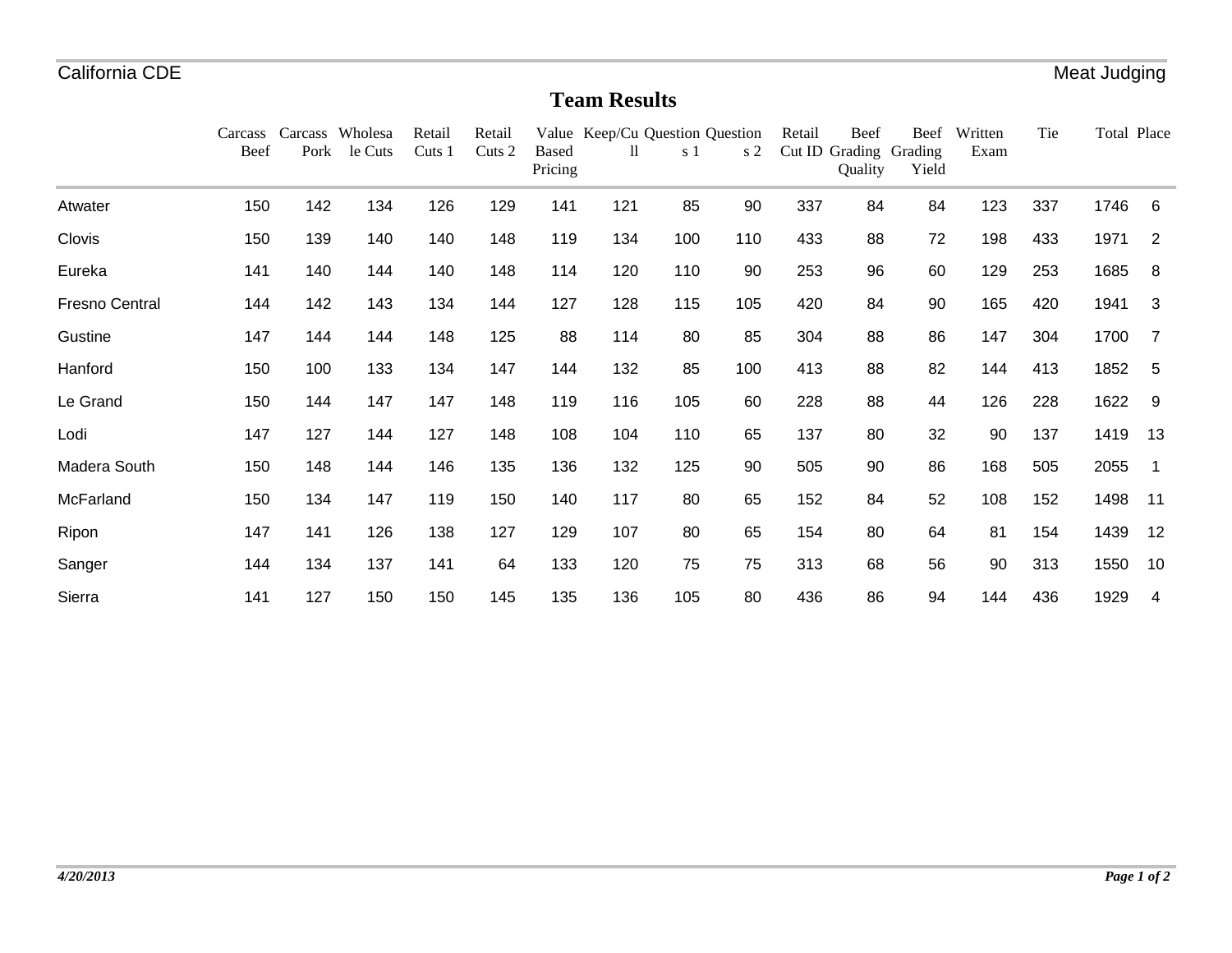California CDE Meat Judging

# Team Results

| | Carcass Beef | Carcass Pork | Wholesale Cuts | Retail Cuts 1 | Retail Cuts 2 | Value Based Pricing | Keep/Cull | Questions 1 | Questions 2 | Retail Cut ID | Beef Grading Quality | Beef Grading Yield | Written Exam | Tie | Total | Place |
|---|---|---|---|---|---|---|---|---|---|---|---|---|---|---|---|---|
| Atwater | 150 | 142 | 134 | 126 | 129 | 141 | 121 | 85 | 90 | 337 | 84 | 84 | 123 | 337 | 1746 | 6 |
| Clovis | 150 | 139 | 140 | 140 | 148 | 119 | 134 | 100 | 110 | 433 | 88 | 72 | 198 | 433 | 1971 | 2 |
| Eureka | 141 | 140 | 144 | 140 | 148 | 114 | 120 | 110 | 90 | 253 | 96 | 60 | 129 | 253 | 1685 | 8 |
| Fresno Central | 144 | 142 | 143 | 134 | 144 | 127 | 128 | 115 | 105 | 420 | 84 | 90 | 165 | 420 | 1941 | 3 |
| Gustine | 147 | 144 | 144 | 148 | 125 | 88 | 114 | 80 | 85 | 304 | 88 | 86 | 147 | 304 | 1700 | 7 |
| Hanford | 150 | 100 | 133 | 134 | 147 | 144 | 132 | 85 | 100 | 413 | 88 | 82 | 144 | 413 | 1852 | 5 |
| Le Grand | 150 | 144 | 147 | 147 | 148 | 119 | 116 | 105 | 60 | 228 | 88 | 44 | 126 | 228 | 1622 | 9 |
| Lodi | 147 | 127 | 144 | 127 | 148 | 108 | 104 | 110 | 65 | 137 | 80 | 32 | 90 | 137 | 1419 | 13 |
| Madera South | 150 | 148 | 144 | 146 | 135 | 136 | 132 | 125 | 90 | 505 | 90 | 86 | 168 | 505 | 2055 | 1 |
| McFarland | 150 | 134 | 147 | 119 | 150 | 140 | 117 | 80 | 65 | 152 | 84 | 52 | 108 | 152 | 1498 | 11 |
| Ripon | 147 | 141 | 126 | 138 | 127 | 129 | 107 | 80 | 65 | 154 | 80 | 64 | 81 | 154 | 1439 | 12 |
| Sanger | 144 | 134 | 137 | 141 | 64 | 133 | 120 | 75 | 75 | 313 | 68 | 56 | 90 | 313 | 1550 | 10 |
| Sierra | 141 | 127 | 150 | 150 | 145 | 135 | 136 | 105 | 80 | 436 | 86 | 94 | 144 | 436 | 1929 | 4 |

*4/20/2013*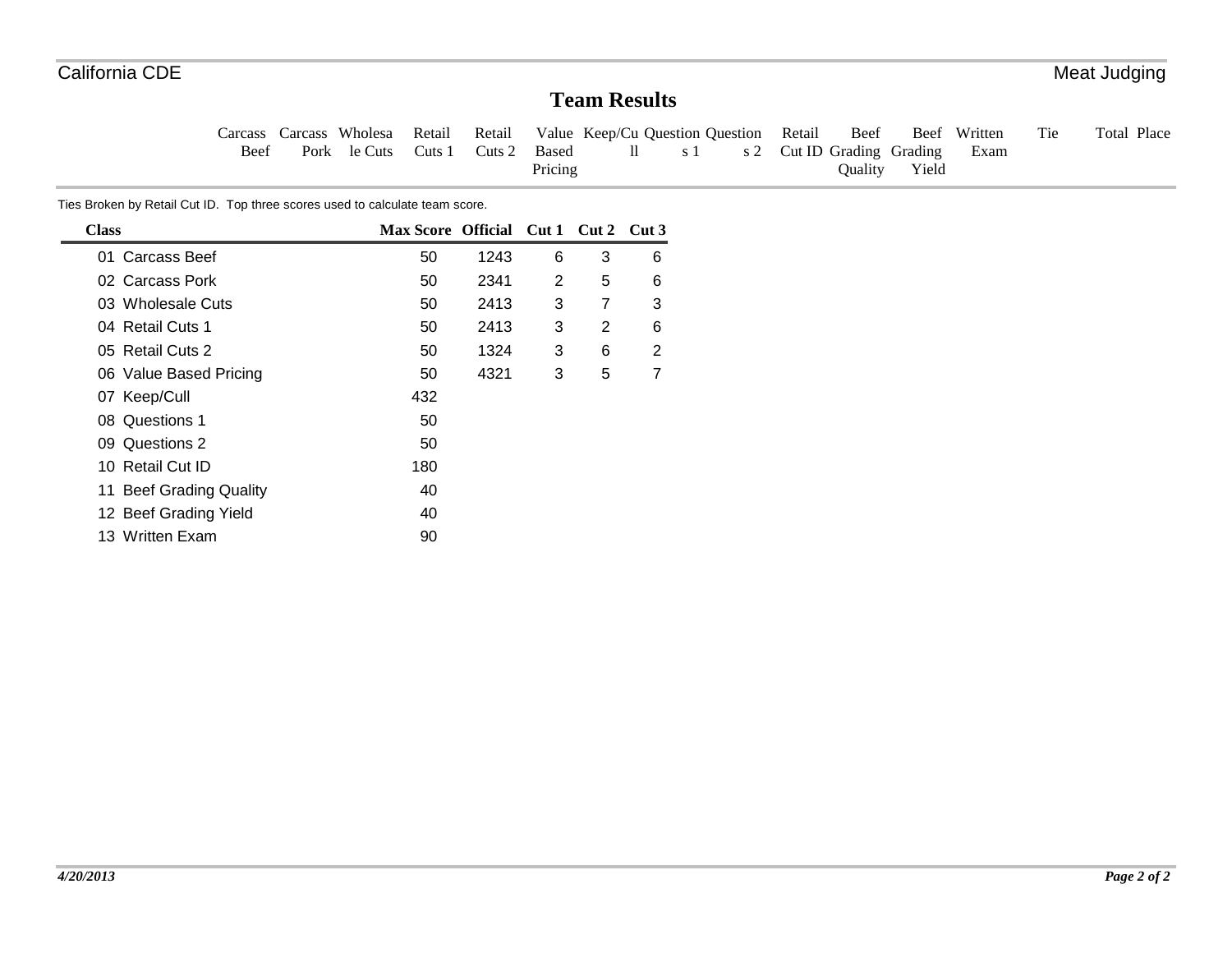## Team Results

| Carcass Beef | Carcass Pork | Wholesale Cuts | Retail Cuts 1 | Retail Cuts 2 | Value Based Pricing | Keep/Cull | Questions 1 | Questions 2 | Retail Cut ID | Beef Grading Quality | Beef Grading Yield | Written Exam | Tie | Total | Place |
|---|---|---|---|---|---|---|---|---|---|---|---|---|---|---|---|

Ties Broken by Retail Cut ID. Top three scores used to calculate team score.

| Class | Max Score | Official | Cut 1 | Cut 2 | Cut 3 |
|---|---|---|---|---|---|
| 01 Carcass Beef | 50 | 1243 | 6 | 3 | 6 |
| 02 Carcass Pork | 50 | 2341 | 2 | 5 | 6 |
| 03 Wholesale Cuts | 50 | 2413 | 3 | 7 | 3 |
| 04 Retail Cuts 1 | 50 | 2413 | 3 | 2 | 6 |
| 05 Retail Cuts 2 | 50 | 1324 | 3 | 6 | 2 |
| 06 Value Based Pricing | 50 | 4321 | 3 | 5 | 7 |
| 07 Keep/Cull | 432 | | | | |
| 08 Questions 1 | 50 | | | | |
| 09 Questions 2 | 50 | | | | |
| 10 Retail Cut ID | 180 | | | | |
| 11 Beef Grading Quality | 40 | | | | |
| 12 Beef Grading Yield | 40 | | | | |
| 13 Written Exam | 90 | | | | |